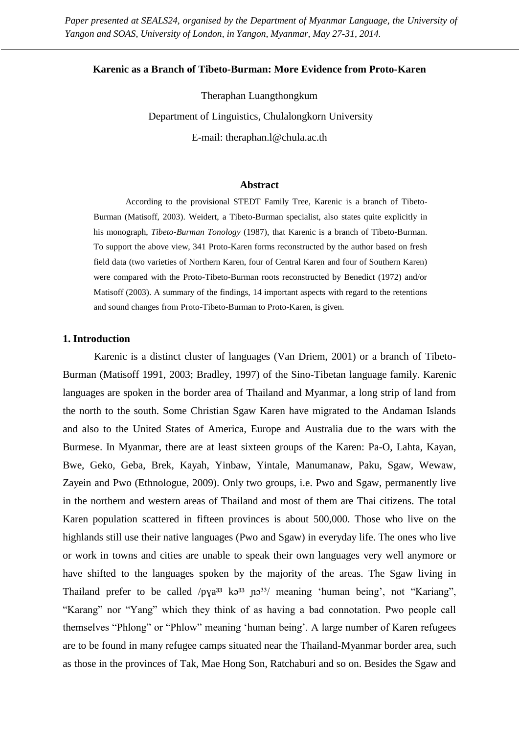*Paper presented at SEALS24, organised by the Department of Myanmar Language, the University of Yangon and SOAS, University of London, in Yangon, Myanmar, May 27-31, 2014.*

# Karenic as a Branch of Tibeto-Burman: More Evidence from Proto-Karen

Theraphan Luangthongkum

Department of Linguistics, Chulalongkorn University

E-mail: theraphan.l@chula.ac.th

## Abstract

According to the provisional STEDT Family Tree, Karenic is a branch of Tibeto-Burman (Matisoff, 2003). Weidert, a Tibeto-Burman specialist, also states quite explicitly in his monograph, *Tibeto-Burman Tonology* (1987), that Karenic is a branch of Tibeto-Burman. To support the above view, 341 Proto-Karen forms reconstructed by the author based on fresh field data (two varieties of Northern Karen, four of Central Karen and four of Southern Karen) were compared with the Proto-Tibeto-Burman roots reconstructed by Benedict (1972) and/or Matisoff (2003). A summary of the findings, 14 important aspects with regard to the retentions and sound changes from Proto-Tibeto-Burman to Proto-Karen, is given.

## 1. Introduction

Karenic is a distinct cluster of languages (Van Driem, 2001) or a branch of Tibeto-Burman (Matisoff 1991, 2003; Bradley, 1997) of the Sino-Tibetan language family. Karenic languages are spoken in the border area of Thailand and Myanmar, a long strip of land from the north to the south. Some Christian Sgaw Karen have migrated to the Andaman Islands and also to the United States of America, Europe and Australia due to the wars with the Burmese. In Myanmar, there are at least sixteen groups of the Karen: Pa-O, Lahta, Kayan, Bwe, Geko, Geba, Brek, Kayah, Yinbaw, Yintale, Manumanaw, Paku, Sgaw, Wewaw, Zayein and Pwo (Ethnologue, 2009). Only two groups, i.e. Pwo and Sgaw, permanently live in the northern and western areas of Thailand and most of them are Thai citizens. The total Karen population scattered in fifteen provinces is about 500,000. Those who live on the highlands still use their native languages (Pwo and Sgaw) in everyday life. The ones who live or work in towns and cities are unable to speak their own languages very well anymore or have shifted to the languages spoken by the majority of the areas. The Sgaw living in Thailand prefer to be called /pɣa$^{33}$ kə$^{33}$ ɲɔ$^{33}$/ meaning 'human being', not "Kariang", "Karang" nor "Yang" which they think of as having a bad connotation. Pwo people call themselves "Phlong" or "Phlow" meaning 'human being'. A large number of Karen refugees are to be found in many refugee camps situated near the Thailand-Myanmar border area, such as those in the provinces of Tak, Mae Hong Son, Ratchaburi and so on. Besides the Sgaw and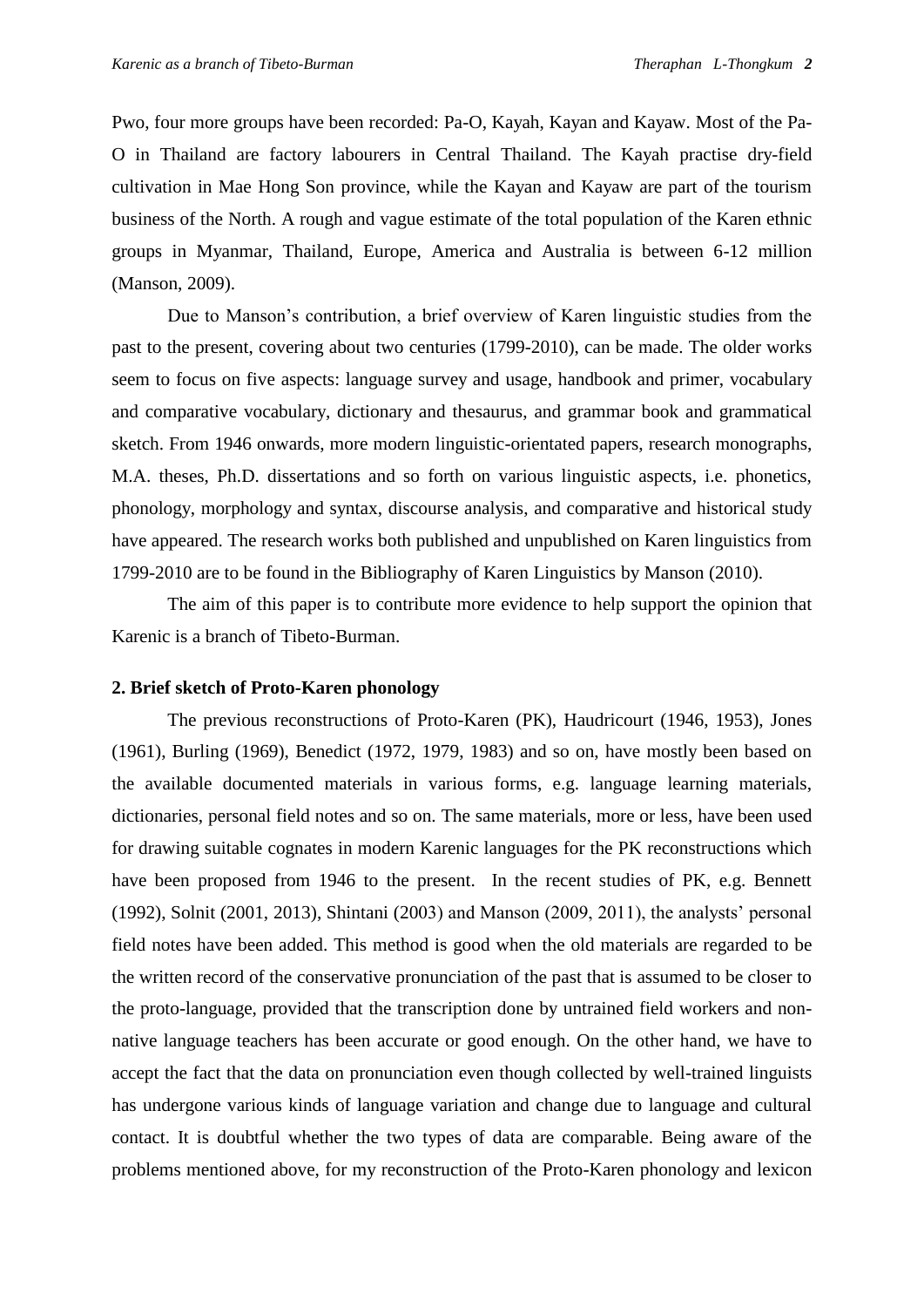Pwo, four more groups have been recorded: Pa-O, Kayah, Kayan and Kayaw. Most of the Pa-O in Thailand are factory labourers in Central Thailand. The Kayah practise dry-field cultivation in Mae Hong Son province, while the Kayan and Kayaw are part of the tourism business of the North. A rough and vague estimate of the total population of the Karen ethnic groups in Myanmar, Thailand, Europe, America and Australia is between 6-12 million (Manson, 2009).

Due to Manson's contribution, a brief overview of Karen linguistic studies from the past to the present, covering about two centuries (1799-2010), can be made. The older works seem to focus on five aspects: language survey and usage, handbook and primer, vocabulary and comparative vocabulary, dictionary and thesaurus, and grammar book and grammatical sketch. From 1946 onwards, more modern linguistic-orientated papers, research monographs, M.A. theses, Ph.D. dissertations and so forth on various linguistic aspects, i.e. phonetics, phonology, morphology and syntax, discourse analysis, and comparative and historical study have appeared. The research works both published and unpublished on Karen linguistics from 1799-2010 are to be found in the Bibliography of Karen Linguistics by Manson (2010).

The aim of this paper is to contribute more evidence to help support the opinion that Karenic is a branch of Tibeto-Burman.

## 2. Brief sketch of Proto-Karen phonology

The previous reconstructions of Proto-Karen (PK), Haudricourt (1946, 1953), Jones (1961), Burling (1969), Benedict (1972, 1979, 1983) and so on, have mostly been based on the available documented materials in various forms, e.g. language learning materials, dictionaries, personal field notes and so on. The same materials, more or less, have been used for drawing suitable cognates in modern Karenic languages for the PK reconstructions which have been proposed from 1946 to the present. In the recent studies of PK, e.g. Bennett (1992), Solnit (2001, 2013), Shintani (2003) and Manson (2009, 2011), the analysts' personal field notes have been added. This method is good when the old materials are regarded to be the written record of the conservative pronunciation of the past that is assumed to be closer to the proto-language, provided that the transcription done by untrained field workers and non-native language teachers has been accurate or good enough. On the other hand, we have to accept the fact that the data on pronunciation even though collected by well-trained linguists has undergone various kinds of language variation and change due to language and cultural contact. It is doubtful whether the two types of data are comparable. Being aware of the problems mentioned above, for my reconstruction of the Proto-Karen phonology and lexicon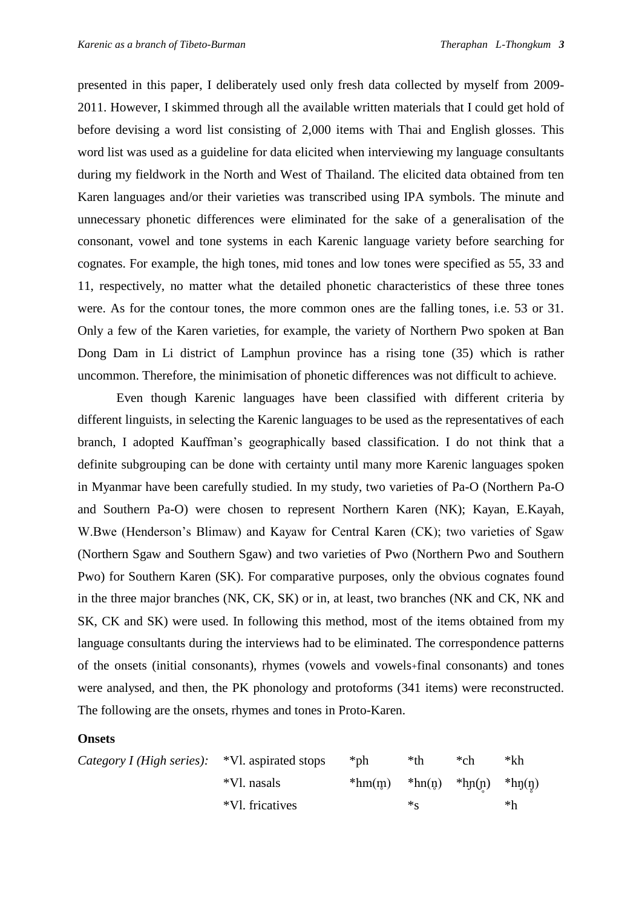presented in this paper, I deliberately used only fresh data collected by myself from 2009-2011. However, I skimmed through all the available written materials that I could get hold of before devising a word list consisting of 2,000 items with Thai and English glosses. This word list was used as a guideline for data elicited when interviewing my language consultants during my fieldwork in the North and West of Thailand. The elicited data obtained from ten Karen languages and/or their varieties was transcribed using IPA symbols. The minute and unnecessary phonetic differences were eliminated for the sake of a generalisation of the consonant, vowel and tone systems in each Karenic language variety before searching for cognates. For example, the high tones, mid tones and low tones were specified as 55, 33 and 11, respectively, no matter what the detailed phonetic characteristics of these three tones were. As for the contour tones, the more common ones are the falling tones, i.e. 53 or 31. Only a few of the Karen varieties, for example, the variety of Northern Pwo spoken at Ban Dong Dam in Li district of Lamphun province has a rising tone (35) which is rather uncommon. Therefore, the minimisation of phonetic differences was not difficult to achieve.

Even though Karenic languages have been classified with different criteria by different linguists, in selecting the Karenic languages to be used as the representatives of each branch, I adopted Kauffman's geographically based classification. I do not think that a definite subgrouping can be done with certainty until many more Karenic languages spoken in Myanmar have been carefully studied. In my study, two varieties of Pa-O (Northern Pa-O and Southern Pa-O) were chosen to represent Northern Karen (NK); Kayan, E.Kayah, W.Bwe (Henderson's Blimaw) and Kayaw for Central Karen (CK); two varieties of Sgaw (Northern Sgaw and Southern Sgaw) and two varieties of Pwo (Northern Pwo and Southern Pwo) for Southern Karen (SK). For comparative purposes, only the obvious cognates found in the three major branches (NK, CK, SK) or in, at least, two branches (NK and CK, NK and SK, CK and SK) were used. In following this method, most of the items obtained from my language consultants during the interviews had to be eliminated. The correspondence patterns of the onsets (initial consonants), rhymes (vowels and vowels+final consonants) and tones were analysed, and then, the PK phonology and protoforms (341 items) were reconstructed. The following are the onsets, rhymes and tones in Proto-Karen.

**Onsets**

| | | | | | |
|---|---|---|---|---|---|
| *Category I (High series):* | *Vl. aspirated stops | *ph | *th | *ch | *kh |
| | *Vl. nasals | *hm(m̥) | *hn(n̥) | *hɲ(ɲ̊) | *hŋ(ŋ̊) |
| | *Vl. fricatives | | *s | | *h |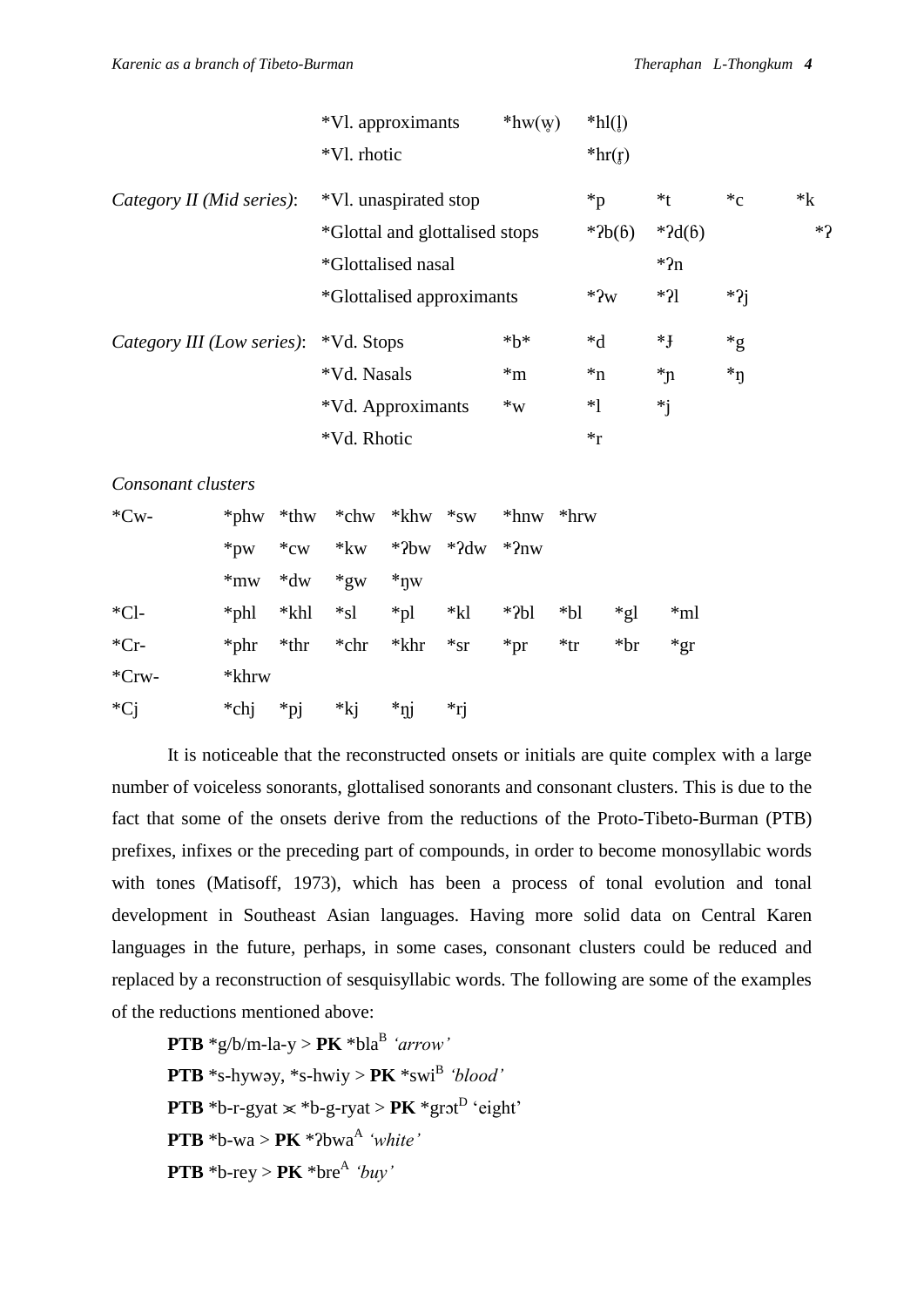| | | | | | | |
|---|---|---|---|---|---|---|
| | *Vl. approximants | *hw(w̥) | *hl(l̥) | | | |
| | *Vl. rhotic | | *hr(r̥) | | | |
| *Category II (Mid series)*: | *Vl. unaspirated stop | | *p | *t | *c | *k |
| | *Glottal and glottalised stops | | *ʔb(ɓ) | *ʔd(ɓ) | | *ʔ |
| | *Glottalised nasal | | | *ʔn | | |
| | *Glottalised approximants | | *ʔw | *ʔl | *ʔj | |
| *Category III (Low series)*: | *Vd. Stops | *b* | *d | *ɟ | *g | |
| | *Vd. Nasals | *m | *n | *ɲ | *ŋ | |
| | *Vd. Approximants | *w | *l | *j | | |
| | *Vd. Rhotic | | *r | | | |

*Consonant clusters*

| | | | | | | | | | |
|---|---|---|---|---|---|---|---|---|---|
| *Cw- | *phw | *thw | *chw | *khw | *sw | *hnw | *hrw | | |
| | *pw | *cw | *kw | *ʔbw | *ʔdw | *ʔnw | | | |
| | *mw | *dw | *gw | *ŋw | | | | | |
| *Cl- | *phl | *khl | *sl | *pl | *kl | *ʔbl | *bl | *gl | *ml |
| *Cr- | *phr | *thr | *chr | *khr | *sr | *pr | *tr | *br | *gr |
| *Crw- | *khrw | | | | | | | | |
| *Cj | *chj | *pj | *kj | *ŋj | *rj | | | | |

It is noticeable that the reconstructed onsets or initials are quite complex with a large number of voiceless sonorants, glottalised sonorants and consonant clusters. This is due to the fact that some of the onsets derive from the reductions of the Proto-Tibeto-Burman (PTB) prefixes, infixes or the preceding part of compounds, in order to become monosyllabic words with tones (Matisoff, 1973), which has been a process of tonal evolution and tonal development in Southeast Asian languages. Having more solid data on Central Karen languages in the future, perhaps, in some cases, consonant clusters could be reduced and replaced by a reconstruction of sesquisyllabic words. The following are some of the examples of the reductions mentioned above:

**PTB** *g/b/m-la-y > **PK** *bla$^{B}$ *'arrow'*
**PTB** *s-hywəy, *s-hwiy > **PK** *swi$^{B}$ *'blood'*
**PTB** *b-r-gyat ⋊ *b-g-ryat > **PK** *grɔt$^{D}$ 'eight'
**PTB** *b-wa > **PK** *ʔbwa$^{A}$ *'white'*
**PTB** *b-rey > **PK** *bre$^{A}$ *'buy'*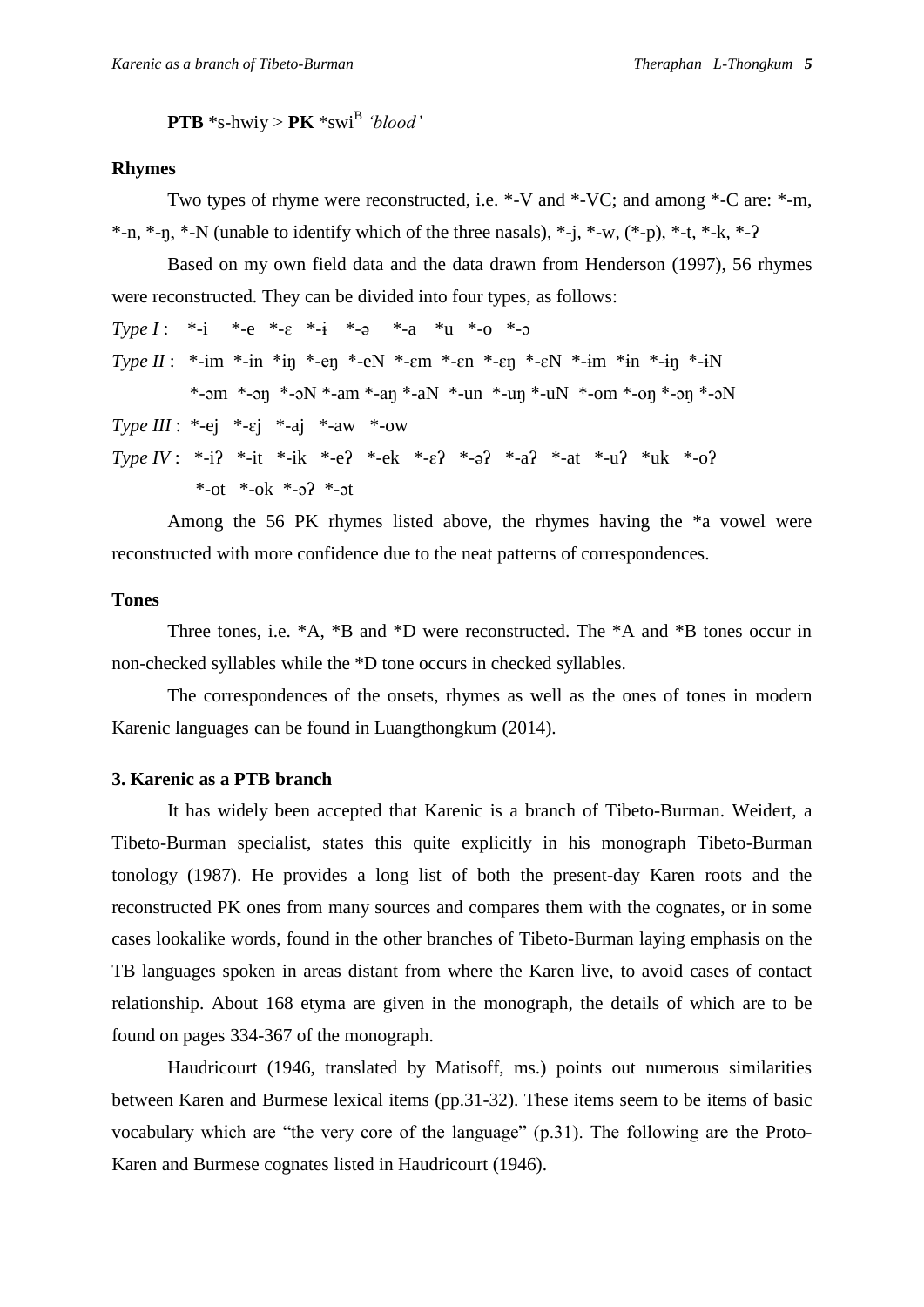**PTB** *s-hwiy > **PK** *swi$^{B}$ *'blood'*

**Rhymes**

Two types of rhyme were reconstructed, i.e. *-V and *-VC; and among *-C are: *-m, *-n, *-ŋ, *-N (unable to identify which of the three nasals), *-j, *-w, (*-p), *-t, *-k, *-ʔ

Based on my own field data and the data drawn from Henderson (1997), 56 rhymes were reconstructed. They can be divided into four types, as follows:

*Type I* : *-i *-e *-ɛ *-ɨ *-ə *-a *u *-o *-ɔ

*Type II* : *-im *-in *iŋ *-eŋ *-eN *-ɛm *-ɛn *-ɛŋ *-ɛN *-ɨm *ɨn *-ɨŋ *-ɨN
*-əm *-əŋ *-əN *-am *-aŋ *-aN *-un *-uŋ *-uN *-om *-oŋ *-ɔŋ *-ɔN

*Type III* : *-ej *-ɛj *-aj *-aw *-ow

*Type IV* : *-iʔ *-it *-ik *-eʔ *-ek *-ɛʔ *-əʔ *-aʔ *-at *-uʔ *uk *-oʔ
*-ot *-ok *-ɔʔ *-ɔt

Among the 56 PK rhymes listed above, the rhymes having the *a vowel were reconstructed with more confidence due to the neat patterns of correspondences.

**Tones**

Three tones, i.e. *A, *B and *D were reconstructed. The *A and *B tones occur in non-checked syllables while the *D tone occurs in checked syllables.

The correspondences of the onsets, rhymes as well as the ones of tones in modern Karenic languages can be found in Luangthongkum (2014).

### 3. Karenic as a PTB branch

It has widely been accepted that Karenic is a branch of Tibeto-Burman. Weidert, a Tibeto-Burman specialist, states this quite explicitly in his monograph Tibeto-Burman tonology (1987). He provides a long list of both the present-day Karen roots and the reconstructed PK ones from many sources and compares them with the cognates, or in some cases lookalike words, found in the other branches of Tibeto-Burman laying emphasis on the TB languages spoken in areas distant from where the Karen live, to avoid cases of contact relationship. About 168 etyma are given in the monograph, the details of which are to be found on pages 334-367 of the monograph.

Haudricourt (1946, translated by Matisoff, ms.) points out numerous similarities between Karen and Burmese lexical items (pp.31-32). These items seem to be items of basic vocabulary which are "the very core of the language" (p.31). The following are the Proto-Karen and Burmese cognates listed in Haudricourt (1946).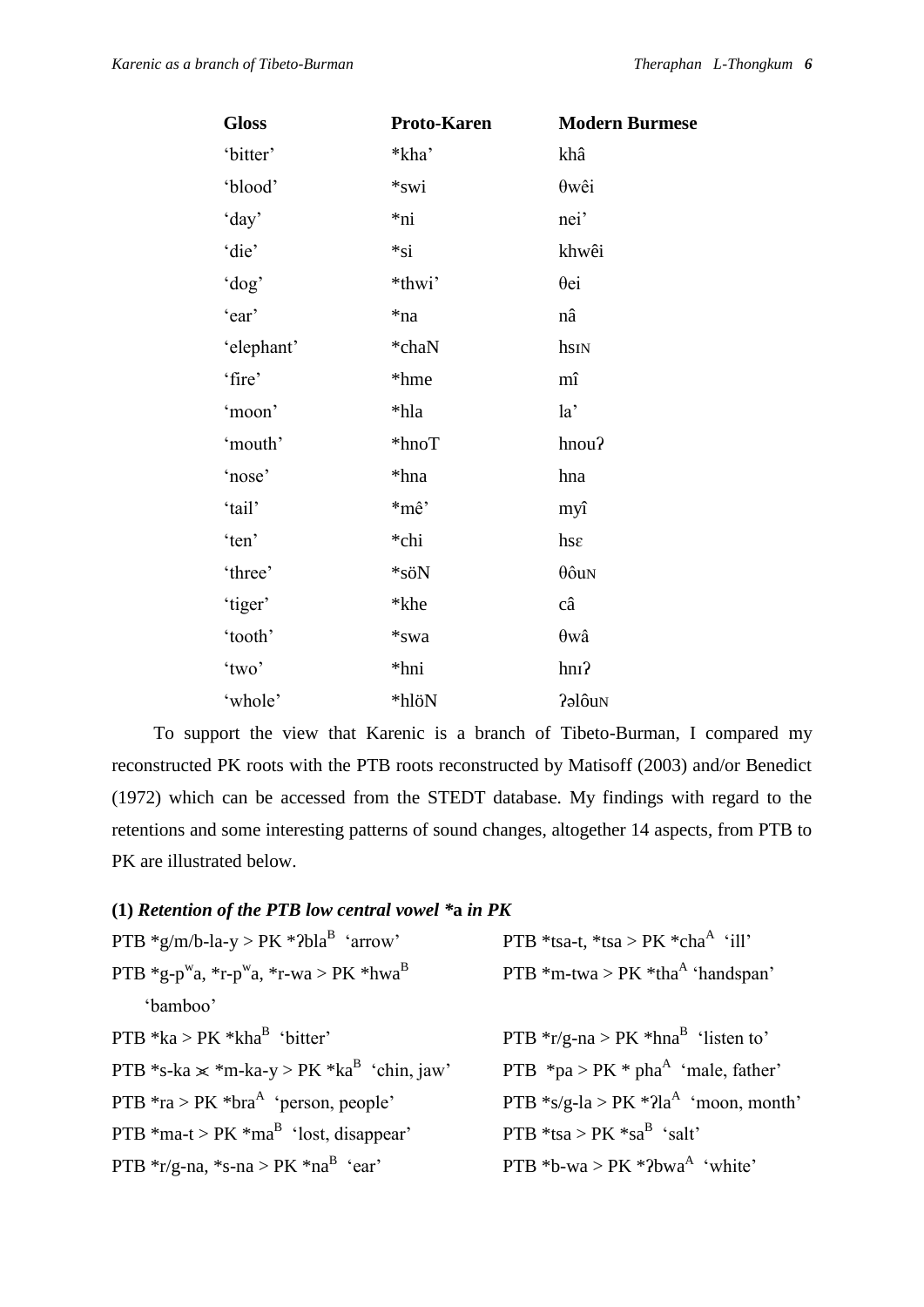| Gloss | Proto-Karen | Modern Burmese |
|---|---|---|
| 'bitter' | *kha' | khâ |
| 'blood' | *swi | θwêi |
| 'day' | *ni | nei' |
| 'die' | *si | khwêi |
| 'dog' | *thwi' | θei |
| 'ear' | *na | nâ |
| 'elephant' | *chaN | hsɪɴ |
| 'fire' | *hme | mî |
| 'moon' | *hla | la' |
| 'mouth' | *hnoT | hnouʔ |
| 'nose' | *hna | hna |
| 'tail' | *mê' | myî |
| 'ten' | *chi | hsɛ |
| 'three' | *söN | θôuɴ |
| 'tiger' | *khe | câ |
| 'tooth' | *swa | θwâ |
| 'two' | *hni | hnɪʔ |
| 'whole' | *hlöN | ʔəlôuɴ |

To support the view that Karenic is a branch of Tibeto-Burman, I compared my reconstructed PK roots with the PTB roots reconstructed by Matisoff (2003) and/or Benedict (1972) which can be accessed from the STEDT database. My findings with regard to the retentions and some interesting patterns of sound changes, altogether 14 aspects, from PTB to PK are illustrated below.

**(1)** ***Retention of the PTB low central vowel *a in PK***

PTB *g/m/b-la-y > PK *ʔbla$^{B}$ 'arrow'

PTB *g-p$^{w}$a, *r-p$^{w}$a, *r-wa > PK *hwa$^{B}$ 'bamboo'

PTB *ka > PK *kha$^{B}$ 'bitter'

PTB *s-ka ⋊ *m-ka-y > PK *ka$^{B}$ 'chin, jaw'

PTB *ra > PK *bra$^{A}$ 'person, people'

PTB *ma-t > PK *ma$^{B}$ 'lost, disappear'

PTB *r/g-na, *s-na > PK *na$^{B}$ 'ear'

PTB *tsa-t, *tsa > PK *cha$^{A}$ 'ill'

PTB *m-twa > PK *tha$^{A}$ 'handspan'

PTB *r/g-na > PK *hna$^{B}$ 'listen to'

PTB *pa > PK * pha$^{A}$ 'male, father'

PTB *s/g-la > PK *ʔla$^{A}$ 'moon, month'

PTB *tsa > PK *sa$^{B}$ 'salt'

PTB *b-wa > PK *ʔbwa$^{A}$ 'white'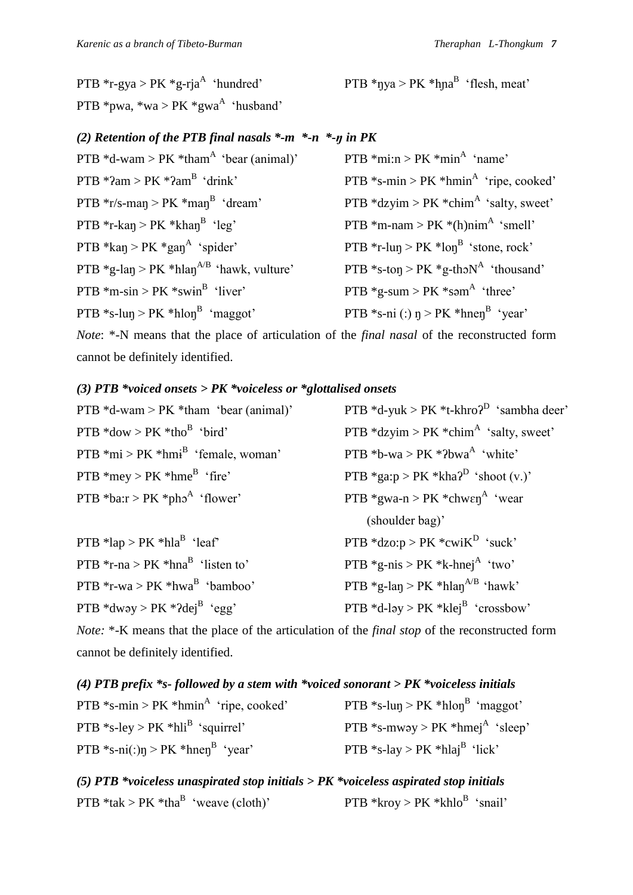PTB *r-gya > PK *g-rja$^{A}$ 'hundred'

PTB *ŋya > PK *hɲa$^{B}$ 'flesh, meat'

PTB *pwa, *wa > PK *gwa$^{A}$ 'husband'

### *(2) Retention of the PTB final nasals *-m *-n *-ŋ in PK*

PTB *d-wam > PK *tham$^{A}$ 'bear (animal)'

PTB *mi:n > PK *min$^{A}$ 'name'

PTB *ʔam > PK *ʔam$^{B}$ 'drink'

PTB *s-min > PK *hmin$^{A}$ 'ripe, cooked'

PTB *r/s-maŋ > PK *maŋ$^{B}$ 'dream'

PTB *dzyim > PK *chɨm$^{A}$ 'salty, sweet'

PTB *r-kaŋ > PK *khaŋ$^{B}$ 'leg'

PTB *m-nam > PK *(h)nɨm$^{A}$ 'smell'

PTB *kaŋ > PK *gaŋ$^{A}$ 'spider'

PTB *r-luŋ > PK *loŋ$^{B}$ 'stone, rock'

PTB *g-laŋ > PK *hlaŋ$^{A/B}$ 'hawk, vulture'

PTB *s-toŋ > PK *g-thɔN$^{A}$ 'thousand'

PTB *m-sin > PK *swin$^{B}$ 'liver'

PTB *g-sum > PK *səm$^{A}$ 'three'

PTB *s-luŋ > PK *hloŋ$^{B}$ 'maggot'

PTB *s-ni (:) ŋ > PK *hneŋ$^{B}$ 'year'

*Note*: *-N means that the place of articulation of the *final nasal* of the reconstructed form cannot be definitely identified.

### *(3) PTB *voiced onsets > PK *voiceless or *glottalised onsets*

PTB *d-wam > PK *tham 'bear (animal)'

PTB *d-yuk > PK *t-khroʔ$^{D}$ 'sambha deer'

PTB *dow > PK *tho$^{B}$ 'bird'

PTB *dzyim > PK *chim$^{A}$ 'salty, sweet'

PTB *mi > PK *hmɨ$^{B}$ 'female, woman'

PTB *b-wa > PK *ʔbwa$^{A}$ 'white'

PTB *mey > PK *hme$^{B}$ 'fire'

PTB *ga:p > PK *khaʔ$^{D}$ 'shoot (v.)'

PTB *ba:r > PK *phɔ$^{A}$ 'flower'

PTB *gwa-n > PK *chwɛŋ$^{A}$ 'wear (shoulder bag)'

PTB *lap > PK *hla$^{B}$ 'leaf'

PTB *dzo:p > PK *cwiK$^{D}$ 'suck'

PTB *r-na > PK *hna$^{B}$ 'listen to'

PTB *g-nis > PK *k-hnej$^{A}$ 'two'

PTB *r-wa > PK *hwa$^{B}$ 'bamboo'

PTB *g-laŋ > PK *hlaŋ$^{A/B}$ 'hawk'

PTB *dwəy > PK *ʔdej$^{B}$ 'egg'

PTB *d-ləy > PK *klej$^{B}$ 'crossbow'

*Note:* *-K means that the place of the articulation of the *final stop* of the reconstructed form cannot be definitely identified.

### *(4) PTB prefix *s- followed by a stem with *voiced sonorant > PK *voiceless initials*

PTB *s-min > PK *hmin$^{A}$ 'ripe, cooked'

PTB *s-luŋ > PK *hloŋ$^{B}$ 'maggot'

PTB *s-ley > PK *hli$^{B}$ 'squirrel'

PTB *s-mwəy > PK *hmej$^{A}$ 'sleep'

PTB *s-ni(:)ŋ > PK *hneŋ$^{B}$ 'year'

PTB *s-lay > PK *hlaj$^{B}$ 'lick'

### *(5) PTB *voiceless unaspirated stop initials > PK *voiceless aspirated stop initials*

PTB *tak > PK *tha$^{B}$ 'weave (cloth)'

PTB *kroy > PK *khlo$^{B}$ 'snail'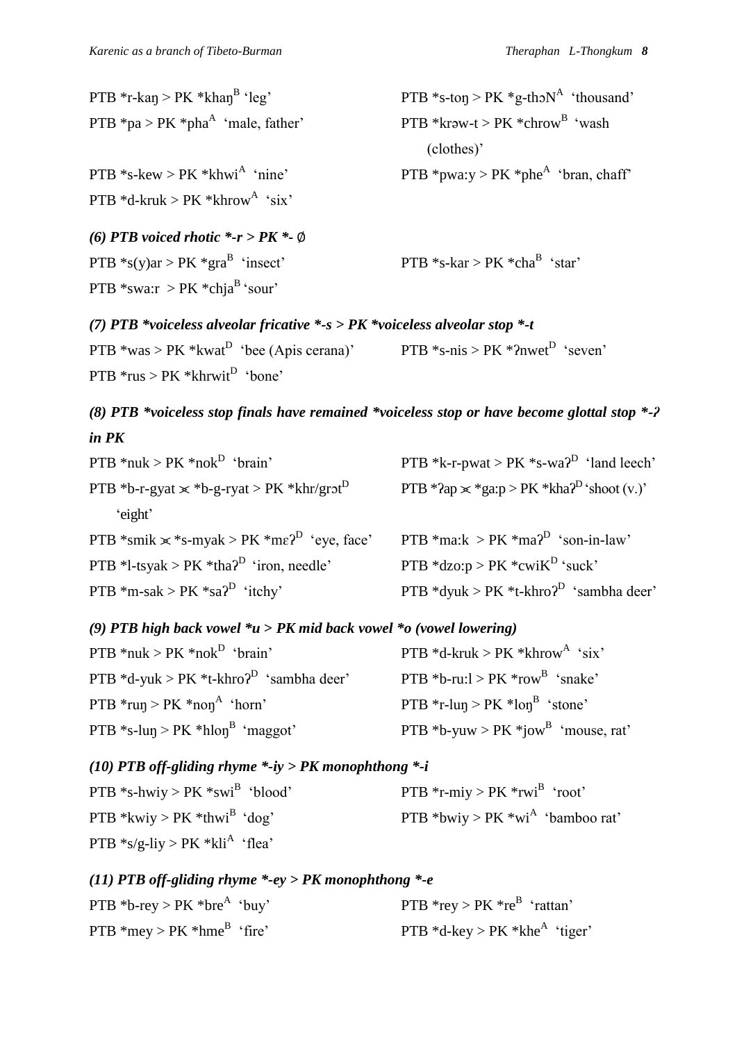PTB *r-kaŋ > PK *khaŋ^B 'leg'

PTB *s-toŋ > PK *g-thɔN^A 'thousand'

PTB *pa > PK *pha^A 'male, father'

PTB *krəw-t > PK *chrow^B 'wash (clothes)'

PTB *s-kew > PK *khwi^A 'nine'

PTB *pwa:y > PK *phe^A 'bran, chaff'

PTB *d-kruk > PK *khrow^A 'six'

***(6) PTB voiced rhotic *-r > PK *- ∅***

PTB *s(y)ar > PK *gra^B 'insect'

PTB *s-kar > PK *cha^B 'star'

PTB *swa:r > PK *chja^B 'sour'

***(7) PTB *voiceless alveolar fricative *-s > PK *voiceless alveolar stop *-t***

PTB *was > PK *kwat^D 'bee (Apis cerana)'

PTB *s-nis > PK *ʔnwet^D 'seven'

PTB *rus > PK *khrwit^D 'bone'

***(8) PTB *voiceless stop finals have remained *voiceless stop or have become glottal stop *-ʔ in PK***

PTB *nuk > PK *nok^D 'brain'

PTB *k-r-pwat > PK *s-waʔ^D 'land leech'

PTB *b-r-gyat ⋉ *b-g-ryat > PK *khr/grɔt^D 'eight'

PTB *ʔap ⋉ *ga:p > PK *khaʔ^D 'shoot (v.)'

PTB *smik ⋉ *s-myak > PK *mɛʔ^D 'eye, face'

PTB *ma:k > PK *maʔ^D 'son-in-law'

PTB *l-tsyak > PK *thaʔ^D 'iron, needle'

PTB *dzo:p > PK *cwiK^D 'suck'

PTB *m-sak > PK *saʔ^D 'itchy'

PTB *dyuk > PK *t-khroʔ^D 'sambha deer'

***(9) PTB high back vowel *u > PK mid back vowel *o (vowel lowering)***

PTB *nuk > PK *nok^D 'brain'

PTB *d-kruk > PK *khrow^A 'six'

PTB *d-yuk > PK *t-khroʔ^D 'sambha deer'

PTB *b-ru:l > PK *row^B 'snake'

PTB *ruŋ > PK *noŋ^A 'horn'

PTB *r-luŋ > PK *loŋ^B 'stone'

PTB *s-luŋ > PK *hloŋ^B 'maggot'

PTB *b-yuw > PK *jow^B 'mouse, rat'

***(10) PTB off-gliding rhyme *-iy > PK monophthong *-i***

PTB *s-hwiy > PK *swi^B 'blood'

PTB *r-miy > PK *rwi^B 'root'

PTB *kwiy > PK *thwi^B 'dog'

PTB *bwiy > PK *wi^A 'bamboo rat'

PTB *s/g-liy > PK *kli^A 'flea'

***(11) PTB off-gliding rhyme *-ey > PK monophthong *-e***

PTB *b-rey > PK *bre^A 'buy'

PTB *rey > PK *re^B 'rattan'

PTB *mey > PK *hme^B 'fire'

PTB *d-key > PK *khe^A 'tiger'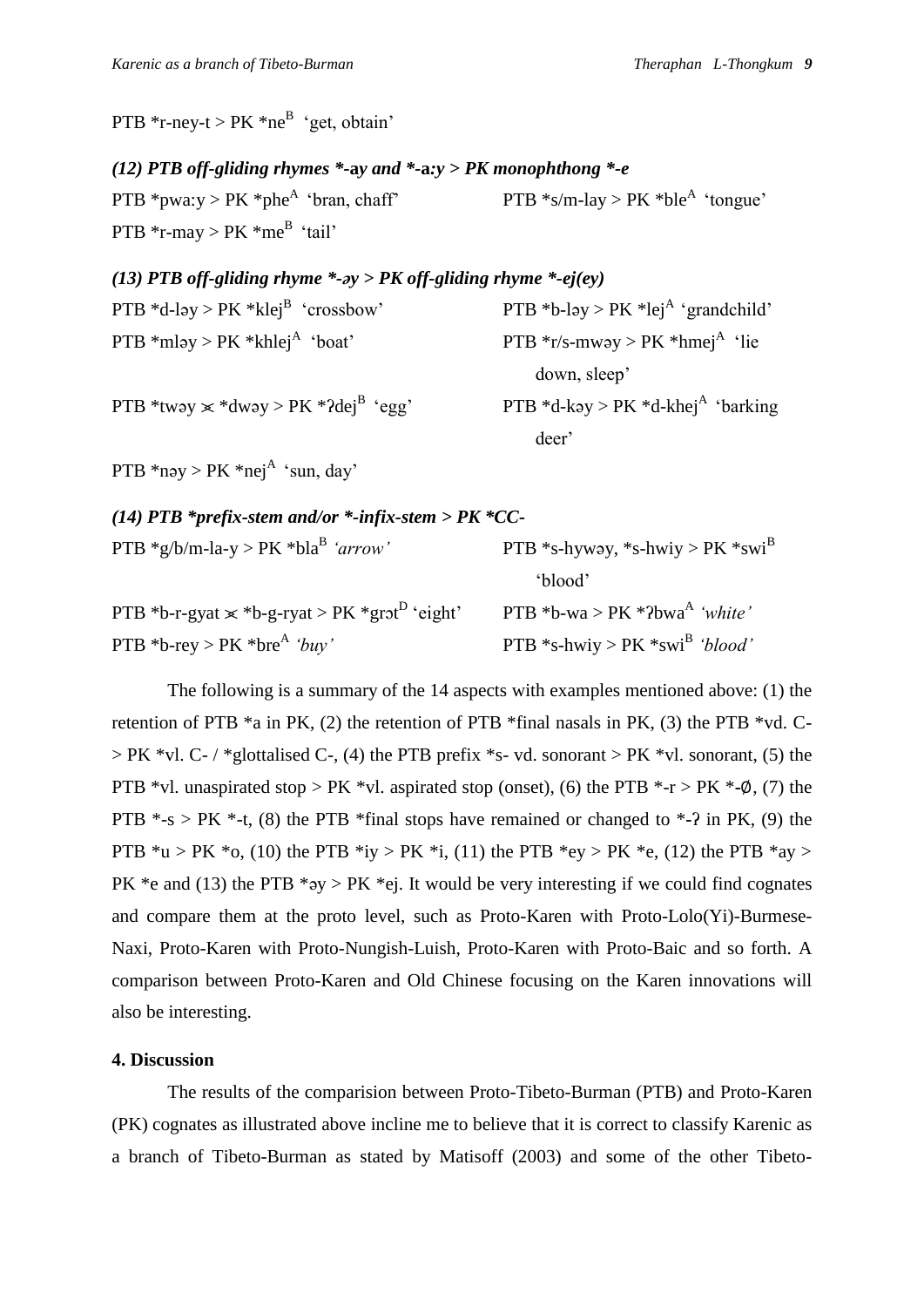PTB *r-ney-t > PK *ne$^{B}$ 'get, obtain'

***(12) PTB off-gliding rhymes *-ay and *-a:y > PK monophthong *-e***

PTB *pwa:y > PK *phe$^{A}$ 'bran, chaff'

PTB *s/m-lay > PK *ble$^{A}$ 'tongue'

PTB *r-may > PK *me$^{B}$ 'tail'

***(13) PTB off-gliding rhyme *-əy > PK off-gliding rhyme *-ej(ey)***

PTB *d-ləy > PK *klej$^{B}$ 'crossbow'

PTB *b-ləy > PK *lej$^{A}$ 'grandchild'

PTB *mləy > PK *khlej$^{A}$ 'boat'

PTB *r/s-mwəy > PK *hmej$^{A}$ 'lie down, sleep'

PTB *twəy ⋊ *dwəy > PK *ʔdej$^{B}$ 'egg'

PTB *d-kəy > PK *d-khej$^{A}$ 'barking deer'

PTB *nəy > PK *nej$^{A}$ 'sun, day'

***(14) PTB *prefix-stem and/or *-infix-stem > PK *CC-***

PTB *g/b/m-la-y > PK *bla$^{B}$ *'arrow'*

PTB *s-hywəy, *s-hwiy > PK *swi$^{B}$ 'blood'

PTB *b-r-gyat ⋊ *b-g-ryat > PK *grɔt$^{D}$ 'eight'

PTB *b-wa > PK *ʔbwa$^{A}$ *'white'*

PTB *b-rey > PK *bre$^{A}$ *'buy'*

PTB *s-hwiy > PK *swi$^{B}$ *'blood'*

The following is a summary of the 14 aspects with examples mentioned above: (1) the retention of PTB *a in PK, (2) the retention of PTB *final nasals in PK, (3) the PTB *vd. C- > PK *vl. C- / *glottalised C-, (4) the PTB prefix *s- vd. sonorant > PK *vl. sonorant, (5) the PTB *vl. unaspirated stop > PK *vl. aspirated stop (onset), (6) the PTB *-r > PK *-∅, (7) the PTB *-s > PK *-t, (8) the PTB *final stops have remained or changed to *-ʔ in PK, (9) the PTB *u > PK *o, (10) the PTB *iy > PK *i, (11) the PTB *ey > PK *e, (12) the PTB *ay > PK *e and (13) the PTB *əy > PK *ej. It would be very interesting if we could find cognates and compare them at the proto level, such as Proto-Karen with Proto-Lolo(Yi)-Burmese-Naxi, Proto-Karen with Proto-Nungish-Luish, Proto-Karen with Proto-Baic and so forth. A comparison between Proto-Karen and Old Chinese focusing on the Karen innovations will also be interesting.

## 4. Discussion

The results of the comparision between Proto-Tibeto-Burman (PTB) and Proto-Karen (PK) cognates as illustrated above incline me to believe that it is correct to classify Karenic as a branch of Tibeto-Burman as stated by Matisoff (2003) and some of the other Tibeto-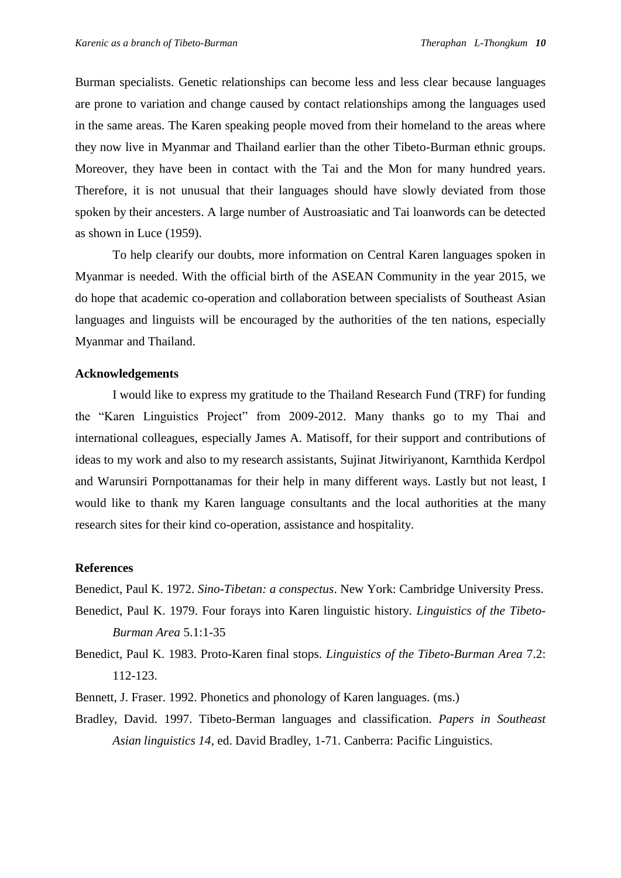Burman specialists. Genetic relationships can become less and less clear because languages are prone to variation and change caused by contact relationships among the languages used in the same areas. The Karen speaking people moved from their homeland to the areas where they now live in Myanmar and Thailand earlier than the other Tibeto-Burman ethnic groups. Moreover, they have been in contact with the Tai and the Mon for many hundred years. Therefore, it is not unusual that their languages should have slowly deviated from those spoken by their ancesters. A large number of Austroasiatic and Tai loanwords can be detected as shown in Luce (1959).

To help clearify our doubts, more information on Central Karen languages spoken in Myanmar is needed. With the official birth of the ASEAN Community in the year 2015, we do hope that academic co-operation and collaboration between specialists of Southeast Asian languages and linguists will be encouraged by the authorities of the ten nations, especially Myanmar and Thailand.

**Acknowledgements**

I would like to express my gratitude to the Thailand Research Fund (TRF) for funding the "Karen Linguistics Project" from 2009-2012. Many thanks go to my Thai and international colleagues, especially James A. Matisoff, for their support and contributions of ideas to my work and also to my research assistants, Sujinat Jitwiriyanont, Karnthida Kerdpol and Warunsiri Pornpottanamas for their help in many different ways. Lastly but not least, I would like to thank my Karen language consultants and the local authorities at the many research sites for their kind co-operation, assistance and hospitality.

**References**

Benedict, Paul K. 1972. *Sino-Tibetan: a conspectus*. New York: Cambridge University Press.

Benedict, Paul K. 1979. Four forays into Karen linguistic history. *Linguistics of the Tibeto-Burman Area* 5.1:1-35

Benedict, Paul K. 1983. Proto-Karen final stops. *Linguistics of the Tibeto-Burman Area* 7.2: 112-123.

Bennett, J. Fraser. 1992. Phonetics and phonology of Karen languages. (ms.)

Bradley, David. 1997. Tibeto-Berman languages and classification. *Papers in Southeast Asian linguistics 14*, ed. David Bradley, 1-71. Canberra: Pacific Linguistics.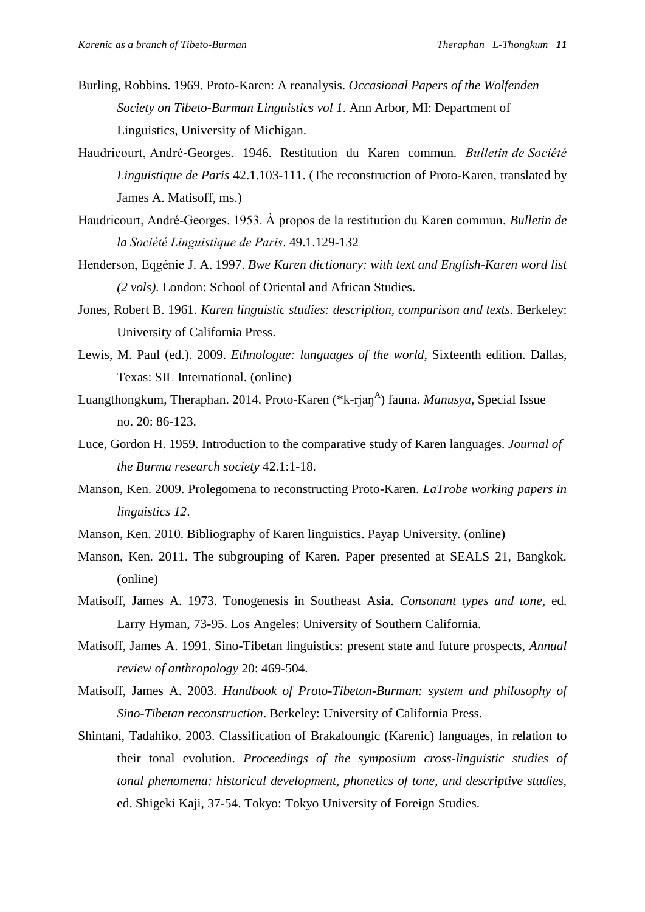Burling, Robbins. 1969. Proto-Karen: A reanalysis. *Occasional Papers of the Wolfenden Society on Tibeto-Burman Linguistics vol 1*. Ann Arbor, MI: Department of Linguistics, University of Michigan.

Haudricourt, André-Georges. 1946. Restitution du Karen commun. *Bulletin de Société Linguistique de Paris* 42.1.103-111. (The reconstruction of Proto-Karen, translated by James A. Matisoff, ms.)

Haudricourt, André-Georges. 1953. À propos de la restitution du Karen commun. *Bulletin de la Société Linguistique de Paris*. 49.1.129-132

Henderson, Eqgénie J. A. 1997. *Bwe Karen dictionary: with text and English-Karen word list (2 vols)*. London: School of Oriental and African Studies.

Jones, Robert B. 1961. *Karen linguistic studies: description, comparison and texts*. Berkeley: University of California Press.

Lewis, M. Paul (ed.). 2009. *Ethnologue: languages of the world*, Sixteenth edition. Dallas, Texas: SIL International. (online)

Luangthongkum, Theraphan. 2014. Proto-Karen (*k-rjaŋ$^{A}$) fauna. *Manusya*, Special Issue no. 20: 86-123.

Luce, Gordon H. 1959. Introduction to the comparative study of Karen languages. *Journal of the Burma research society* 42.1:1-18.

Manson, Ken. 2009. Prolegomena to reconstructing Proto-Karen. *LaTrobe working papers in linguistics 12*.

Manson, Ken. 2010. Bibliography of Karen linguistics. Payap University. (online)

Manson, Ken. 2011. The subgrouping of Karen. Paper presented at SEALS 21, Bangkok. (online)

Matisoff, James A. 1973. Tonogenesis in Southeast Asia. *Consonant types and tone*, ed. Larry Hyman, 73-95. Los Angeles: University of Southern California.

Matisoff, James A. 1991. Sino-Tibetan linguistics: present state and future prospects, *Annual review of anthropology* 20: 469-504.

Matisoff, James A. 2003. *Handbook of Proto-Tibeton-Burman: system and philosophy of Sino-Tibetan reconstruction*. Berkeley: University of California Press.

Shintani, Tadahiko. 2003. Classification of Brakaloungic (Karenic) languages, in relation to their tonal evolution. *Proceedings of the symposium cross-linguistic studies of tonal phenomena: historical development, phonetics of tone, and descriptive studies*, ed. Shigeki Kaji, 37-54. Tokyo: Tokyo University of Foreign Studies.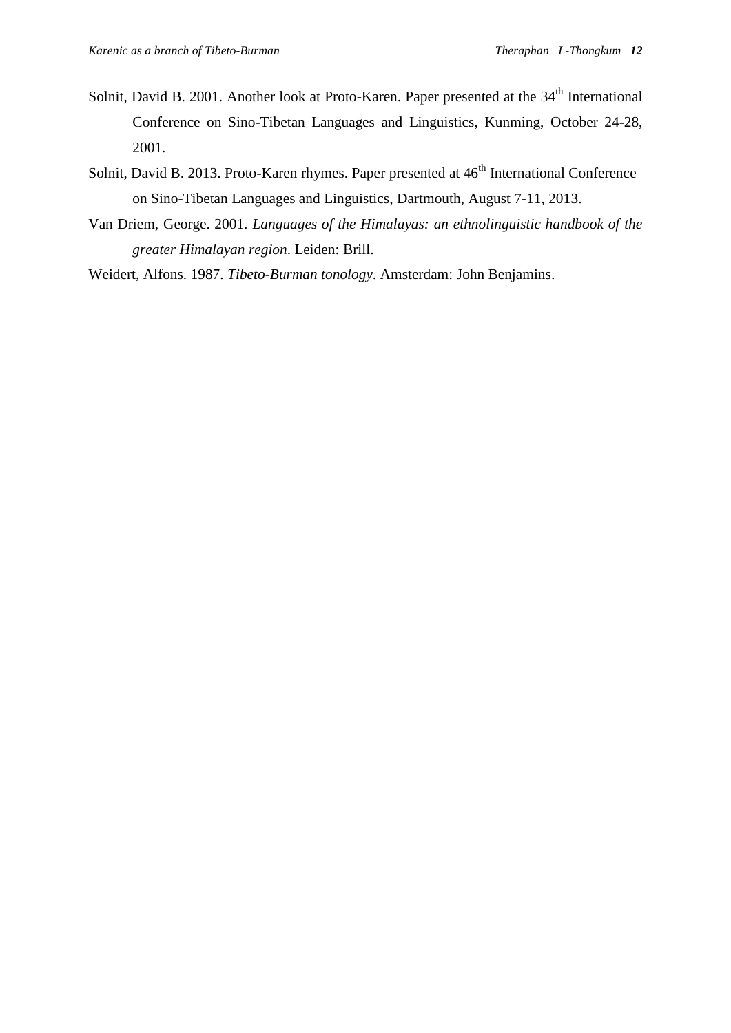Solnit, David B. 2001. Another look at Proto-Karen. Paper presented at the 34th International Conference on Sino-Tibetan Languages and Linguistics, Kunming, October 24-28, 2001.

Solnit, David B. 2013. Proto-Karen rhymes. Paper presented at 46th International Conference on Sino-Tibetan Languages and Linguistics, Dartmouth, August 7-11, 2013.

Van Driem, George. 2001. *Languages of the Himalayas: an ethnolinguistic handbook of the greater Himalayan region*. Leiden: Brill.

Weidert, Alfons. 1987. *Tibeto-Burman tonology*. Amsterdam: John Benjamins.